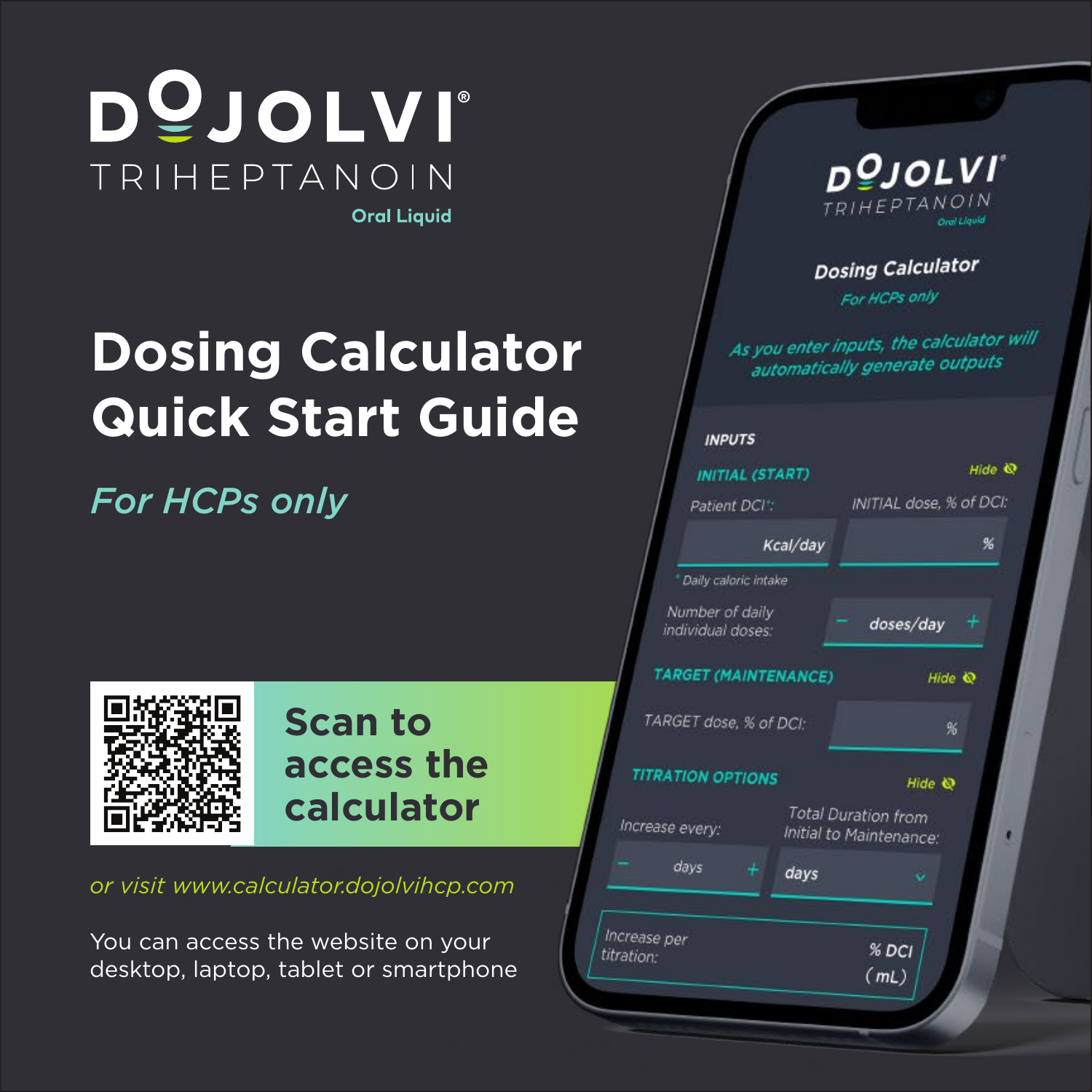# DOJOLVI®

TRIHEPTANOIN

Oral Liquid

# Dosing Calculator Quick Start Guide

*For HCPs only*

**Scan to access the calculator**

*or visit www.calculator.dojolvihcp.com*

You can access the website on your desktop, laptop, tablet or smartphone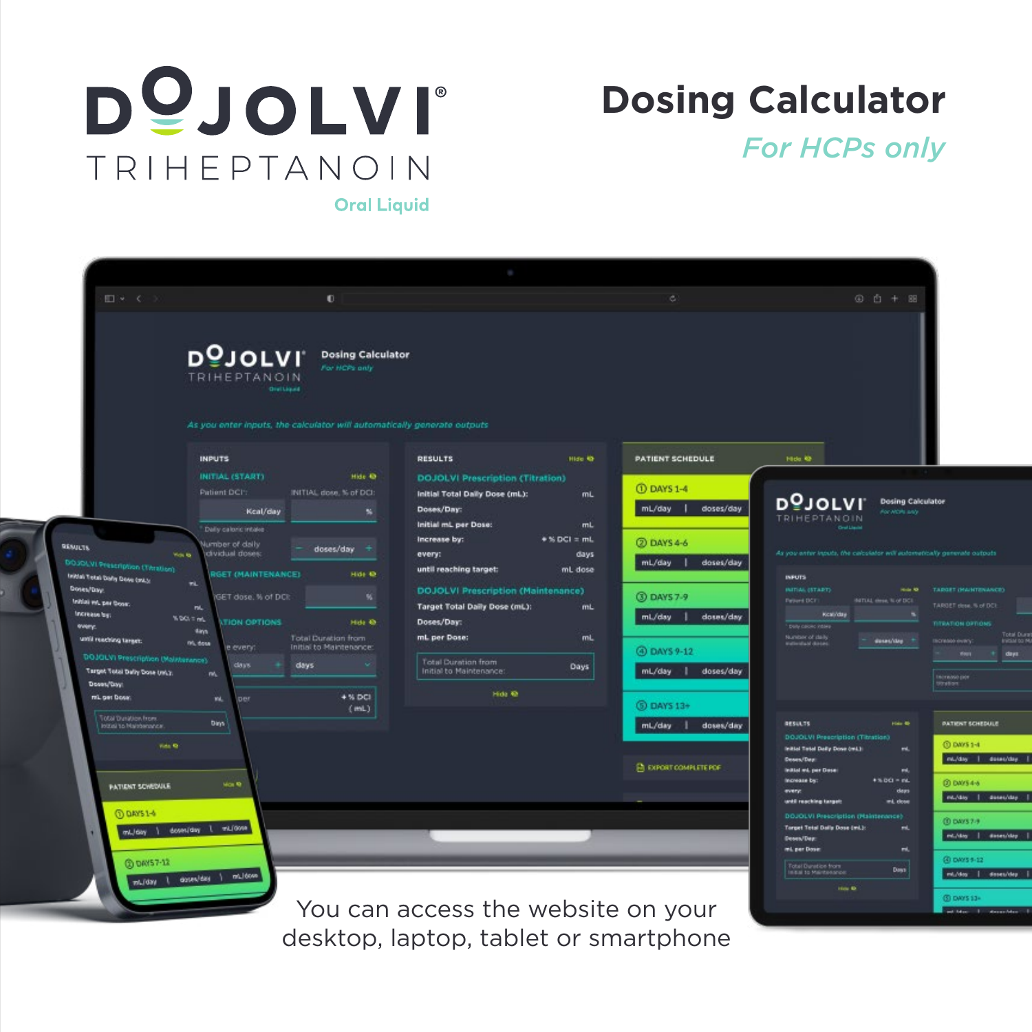# DOJOLVI®

TRIHEPTANOIN

Oral Liquid

## Dosing Calculator

*For HCPs only*

You can access the website on your desktop, laptop, tablet or smartphone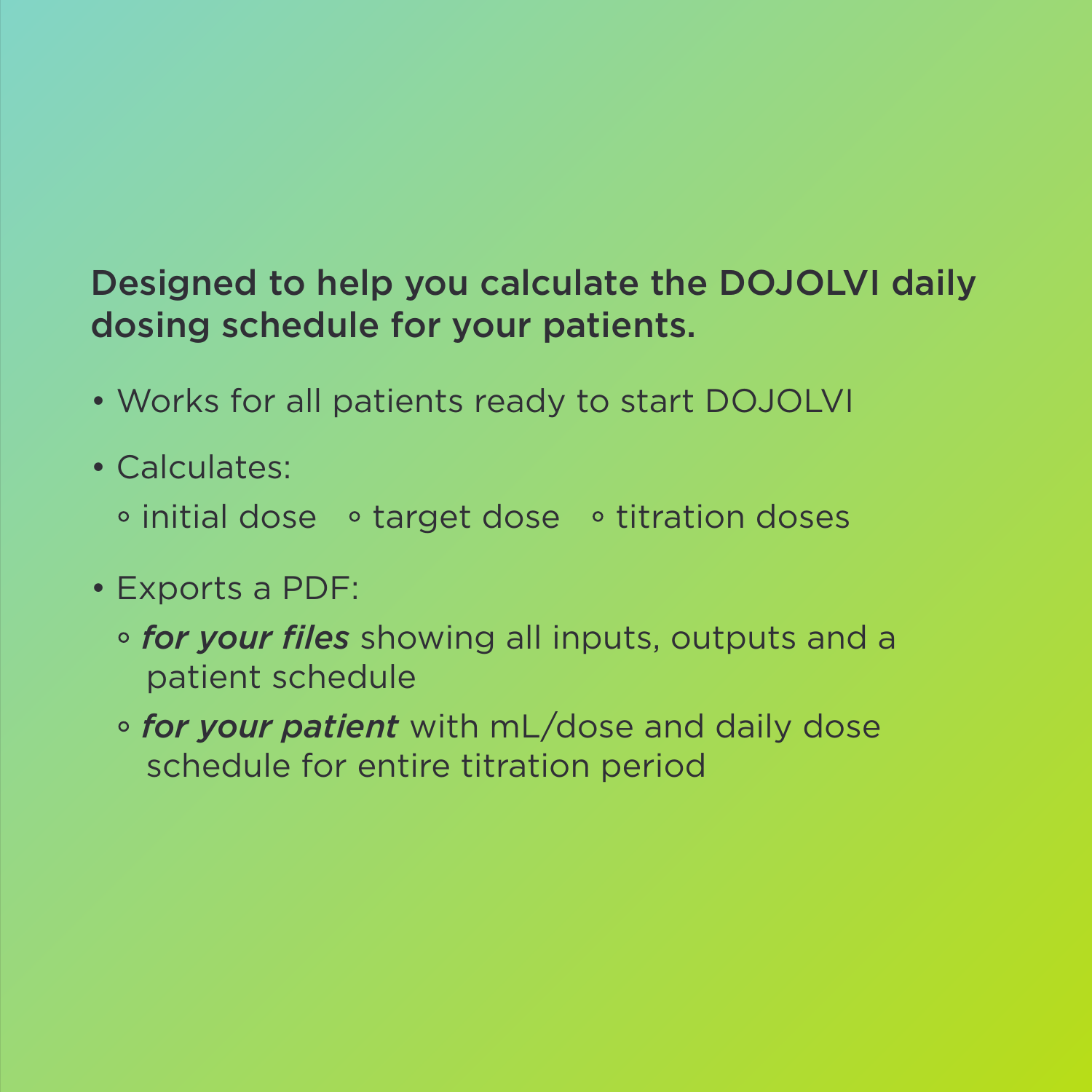**Designed to help you calculate the DOJOLVI daily dosing schedule for your patients.**

- Works for all patients ready to start DOJOLVI
- Calculates:
  - initial dose
  - target dose
  - titration doses
- Exports a PDF:
  - ***for your files*** showing all inputs, outputs and a patient schedule
  - ***for your patient*** with mL/dose and daily dose schedule for entire titration period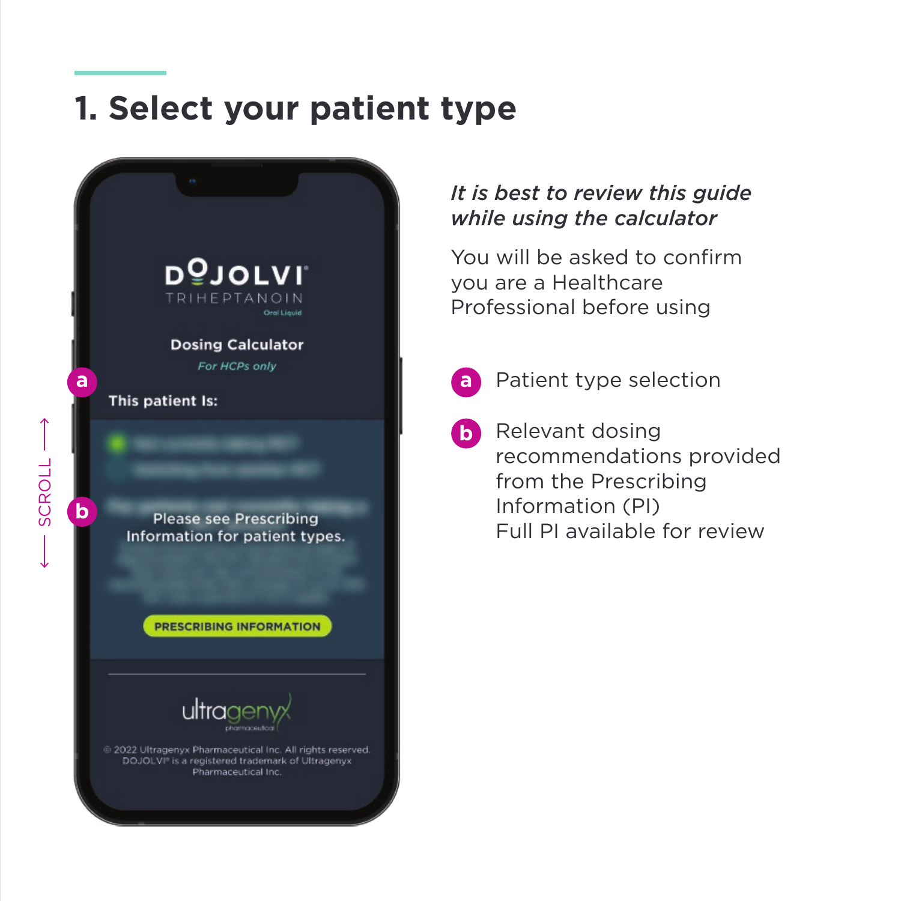# 1. Select your patient type

DOJOLVI TRIHEPTANOIN Oral Liquid

Dosing Calculator

*For HCPs only*

This patient Is:

Please see Prescribing Information for patient types.

PRESCRIBING INFORMATION

ultragenyx pharmaceutical

© 2022 Ultragenyx Pharmaceutical Inc. All rights reserved. DOJOLVI® is a registered trademark of Ultragenyx Pharmaceutical Inc.

SCROLL

***It is best to review this guide while using the calculator***

You will be asked to confirm you are a Healthcare Professional before using

- **a** Patient type selection
- **b** Relevant dosing recommendations provided from the Prescribing Information (PI)
  Full PI available for review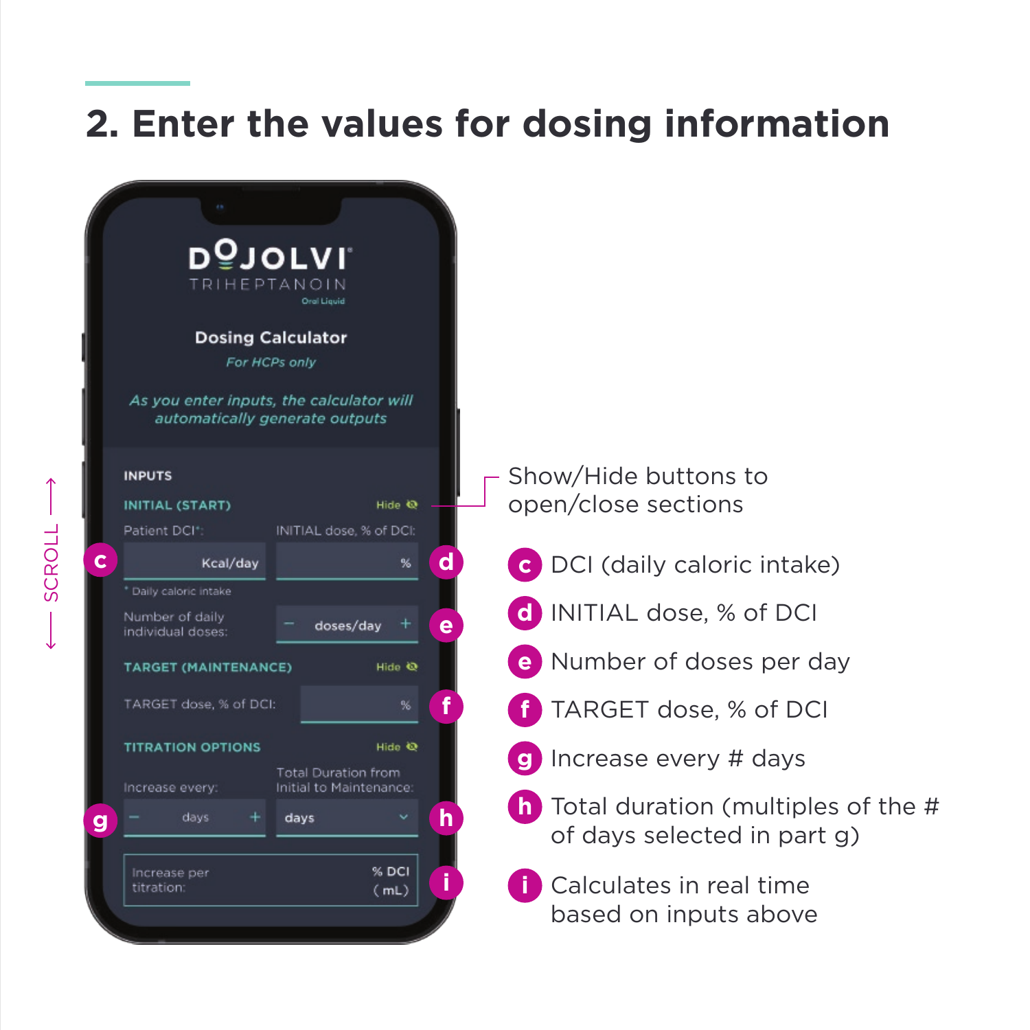## 2. Enter the values for dosing information

DOJOLVI
TRIHEPTANOIN
Oral Liquid

**Dosing Calculator**
*For HCPs only*

*As you enter inputs, the calculator will automatically generate outputs*

**INPUTS**

**INITIAL (START)** Hide

Patient DCI*: Kcal/day (c)
INITIAL dose, % of DCI: % (d)

* Daily caloric intake

Number of daily individual doses: − doses/day + (e)

**TARGET (MAINTENANCE)** Hide

TARGET dose, % of DCI: % (f)

**TITRATION OPTIONS** Hide

Increase every: − days + (g)
Total Duration from Initial to Maintenance: days (h)

Increase per titration: % DCI (mL) (i)

SCROLL

Show/Hide buttons to open/close sections

- **c** DCI (daily caloric intake)
- **d** INITIAL dose, % of DCI
- **e** Number of doses per day
- **f** TARGET dose, % of DCI
- **g** Increase every # days
- **h** Total duration (multiples of the # of days selected in part g)
- **i** Calculates in real time based on inputs above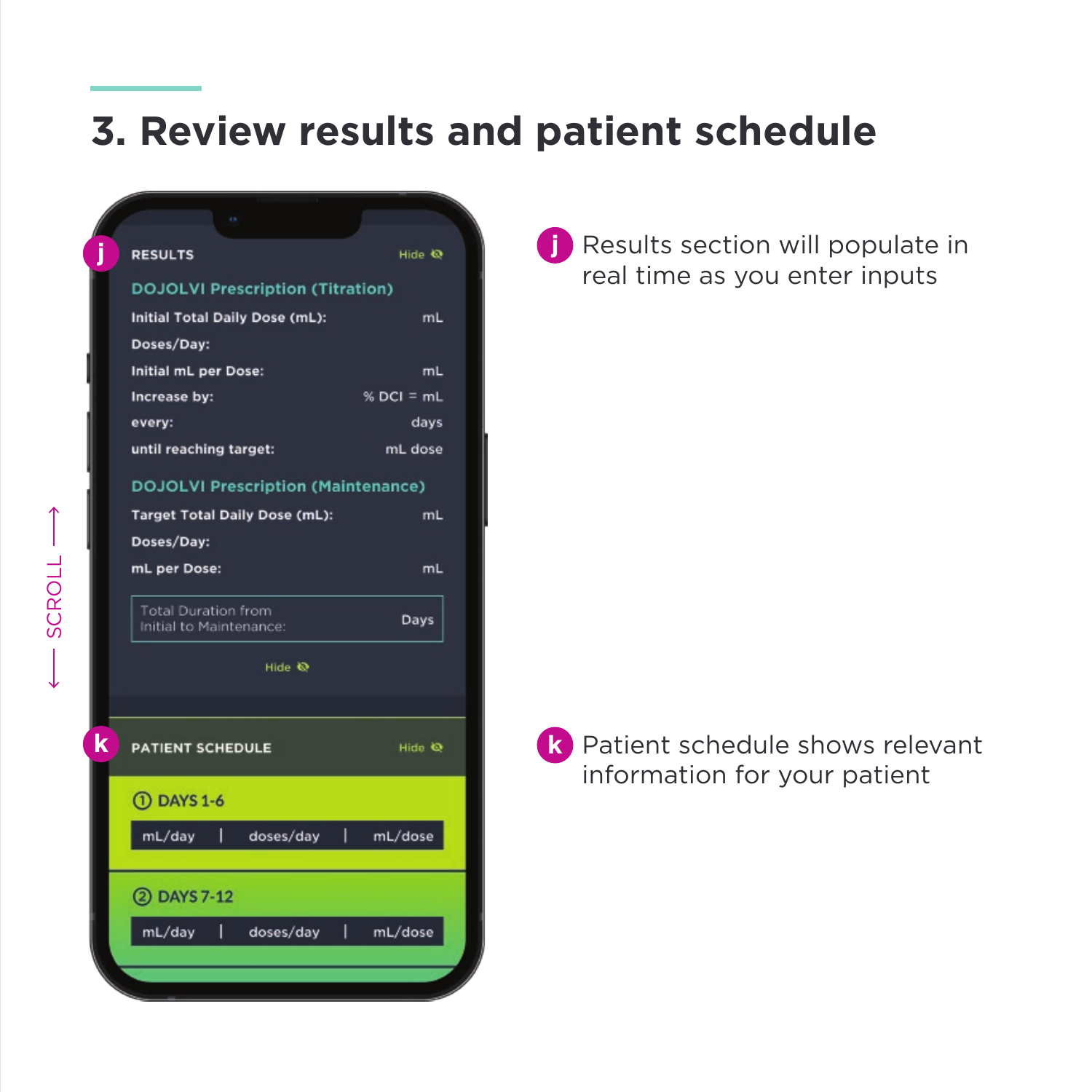# 3. Review results and patient schedule

**RESULTS** Hide

**DOJOLVI Prescription (Titration)**

| | |
|---|---|
| Initial Total Daily Dose (mL): | mL |
| Doses/Day: | |
| Initial mL per Dose: | mL |
| Increase by: | % DCI = mL |
| every: | days |
| until reaching target: | mL dose |

**DOJOLVI Prescription (Maintenance)**

| | |
|---|---|
| Target Total Daily Dose (mL): | mL |
| Doses/Day: | |
| mL per Dose: | mL |

Total Duration from Initial to Maintenance: Days

Hide

**PATIENT SCHEDULE** Hide

① DAYS 1-6

| mL/day | doses/day | mL/dose |
|---|---|---|

② DAYS 7-12

| mL/day | doses/day | mL/dose |
|---|---|---|

SCROLL

**j** Results section will populate in real time as you enter inputs

**k** Patient schedule shows relevant information for your patient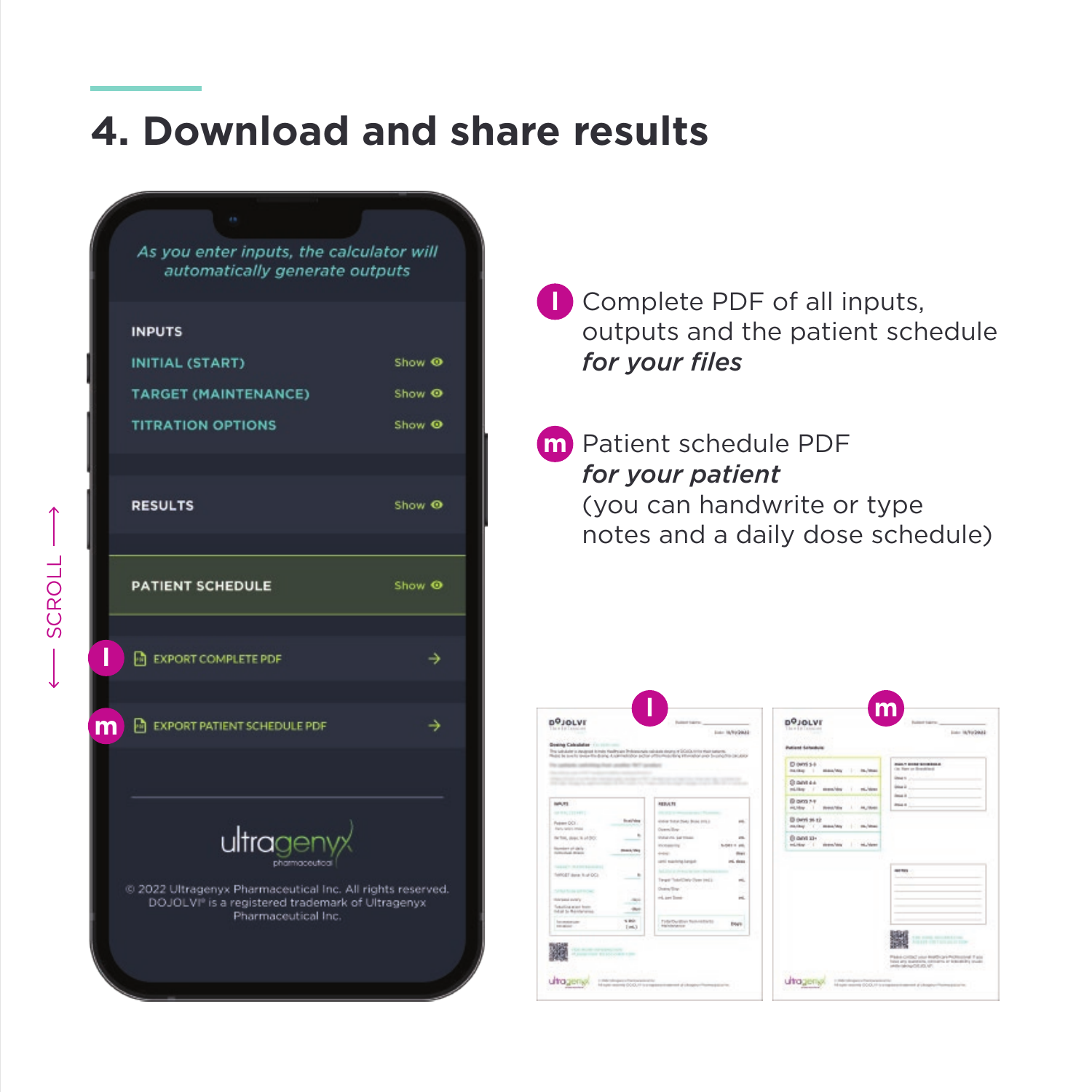# 4. Download and share results

As you enter inputs, the calculator will automatically generate outputs

INPUTS

INITIAL (START) Show

TARGET (MAINTENANCE) Show

TITRATION OPTIONS Show

RESULTS Show

PATIENT SCHEDULE Show

l EXPORT COMPLETE PDF

m EXPORT PATIENT SCHEDULE PDF

SCROLL

ultragenyx pharmaceutical

© 2022 Ultragenyx Pharmaceutical Inc. All rights reserved. DOJOLVI® is a registered trademark of Ultragenyx Pharmaceutical Inc.

**l** Complete PDF of all inputs, outputs and the patient schedule ***for your files***

**m** Patient schedule PDF ***for your patient*** (you can handwrite or type notes and a daily dose schedule)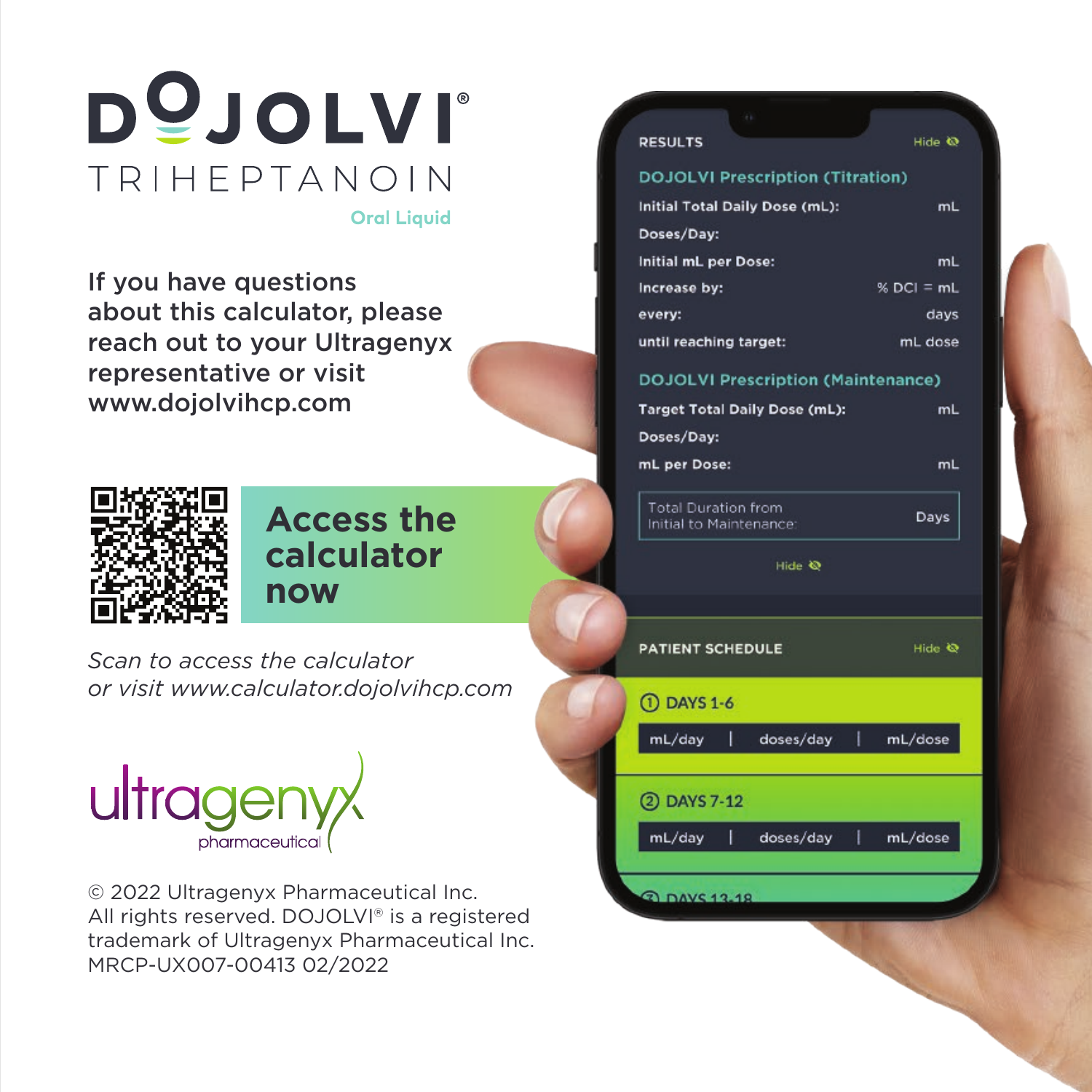# DOJOLVI®

TRIHEPTANOIN

Oral Liquid

**If you have questions about this calculator, please reach out to your Ultragenyx representative or visit www.dojolvihcp.com**

## Access the calculator now

*Scan to access the calculator or visit www.calculator.dojolvihcp.com*

RESULTS Hide

DOJOLVI Prescription (Titration)

Initial Total Daily Dose (mL): mL

Doses/Day:

Initial mL per Dose: mL

Increase by: % DCI = mL

every: days

until reaching target: mL dose

DOJOLVI Prescription (Maintenance)

Target Total Daily Dose (mL): mL

Doses/Day:

mL per Dose: mL

Total Duration from Initial to Maintenance: Days

Hide

PATIENT SCHEDULE Hide

① DAYS 1-6

mL/day | doses/day | mL/dose

② DAYS 7-12

mL/day | doses/day | mL/dose

③ DAYS 13-18

ultragenyx pharmaceutical

© 2022 Ultragenyx Pharmaceutical Inc.
All rights reserved. DOJOLVI® is a registered trademark of Ultragenyx Pharmaceutical Inc.
MRCP-UX007-00413 02/2022